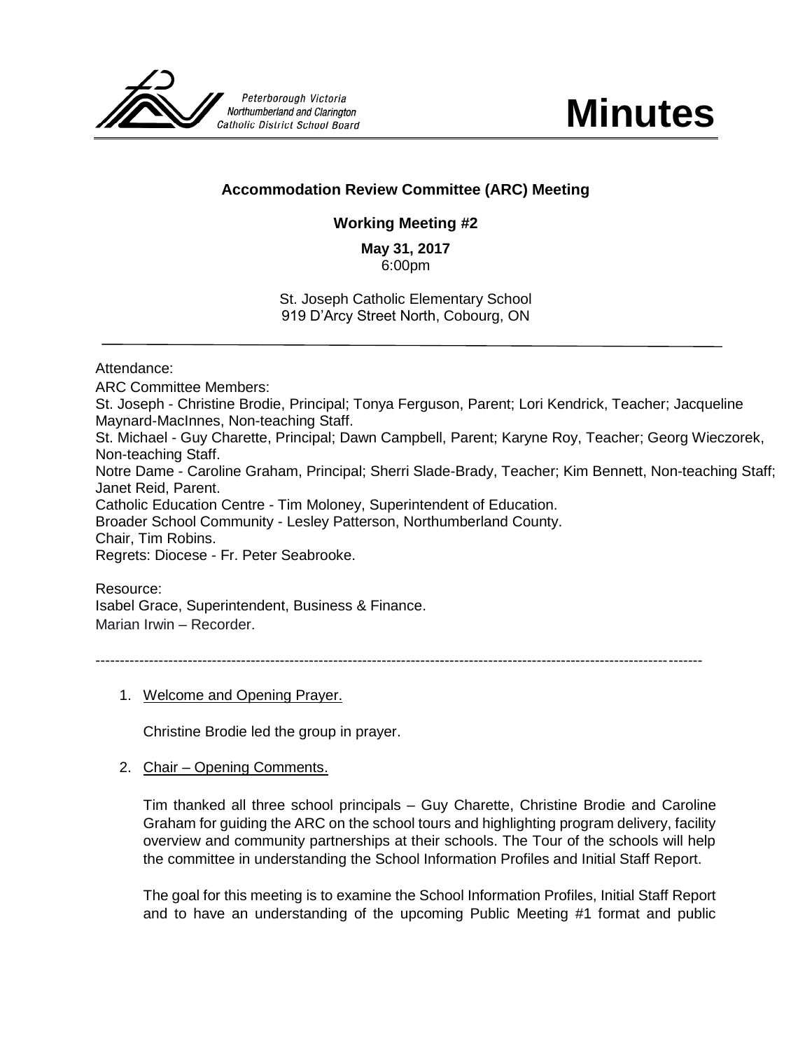Peterborough Victoria Northumberland and Clarington Catholic District School Board

# Minutes

**Accommodation Review Committee (ARC) Meeting**

**Working Meeting #2**

**May 31, 2017**
6:00pm

St. Joseph Catholic Elementary School
919 D'Arcy Street North, Cobourg, ON

---

Attendance:

ARC Committee Members:

St. Joseph - Christine Brodie, Principal; Tonya Ferguson, Parent; Lori Kendrick, Teacher; Jacqueline Maynard-MacInnes, Non-teaching Staff.

St. Michael - Guy Charette, Principal; Dawn Campbell, Parent; Karyne Roy, Teacher; Georg Wieczorek, Non-teaching Staff.

Notre Dame - Caroline Graham, Principal; Sherri Slade-Brady, Teacher; Kim Bennett, Non-teaching Staff; Janet Reid, Parent.

Catholic Education Centre - Tim Moloney, Superintendent of Education.

Broader School Community - Lesley Patterson, Northumberland County.

Chair, Tim Robins.

Regrets: Diocese - Fr. Peter Seabrooke.

Resource:

Isabel Grace, Superintendent, Business & Finance.

Marian Irwin – Recorder.

---

1. Welcome and Opening Prayer.

   Christine Brodie led the group in prayer.

2. Chair – Opening Comments.

   Tim thanked all three school principals – Guy Charette, Christine Brodie and Caroline Graham for guiding the ARC on the school tours and highlighting program delivery, facility overview and community partnerships at their schools. The Tour of the schools will help the committee in understanding the School Information Profiles and Initial Staff Report.

   The goal for this meeting is to examine the School Information Profiles, Initial Staff Report and to have an understanding of the upcoming Public Meeting #1 format and public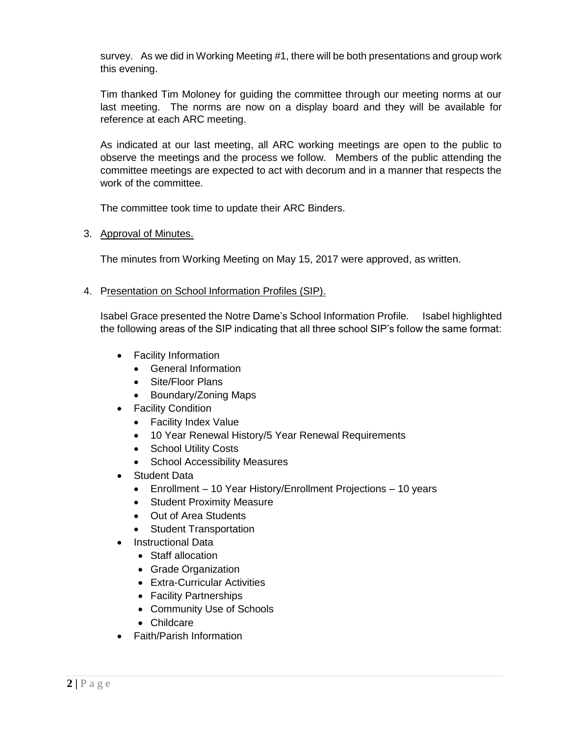survey. As we did in Working Meeting #1, there will be both presentations and group work this evening.

Tim thanked Tim Moloney for guiding the committee through our meeting norms at our last meeting. The norms are now on a display board and they will be available for reference at each ARC meeting.

As indicated at our last meeting, all ARC working meetings are open to the public to observe the meetings and the process we follow. Members of the public attending the committee meetings are expected to act with decorum and in a manner that respects the work of the committee.

The committee took time to update their ARC Binders.

3. Approval of Minutes.

   The minutes from Working Meeting on May 15, 2017 were approved, as written.

4. Presentation on School Information Profiles (SIP).

   Isabel Grace presented the Notre Dame's School Information Profile. Isabel highlighted the following areas of the SIP indicating that all three school SIP's follow the same format:

   - Facility Information
     - General Information
     - Site/Floor Plans
     - Boundary/Zoning Maps
   - Facility Condition
     - Facility Index Value
     - 10 Year Renewal History/5 Year Renewal Requirements
     - School Utility Costs
     - School Accessibility Measures
   - Student Data
     - Enrollment – 10 Year History/Enrollment Projections – 10 years
     - Student Proximity Measure
     - Out of Area Students
     - Student Transportation
   - Instructional Data
     - Staff allocation
     - Grade Organization
     - Extra-Curricular Activities
     - Facility Partnerships
     - Community Use of Schools
     - Childcare
   - Faith/Parish Information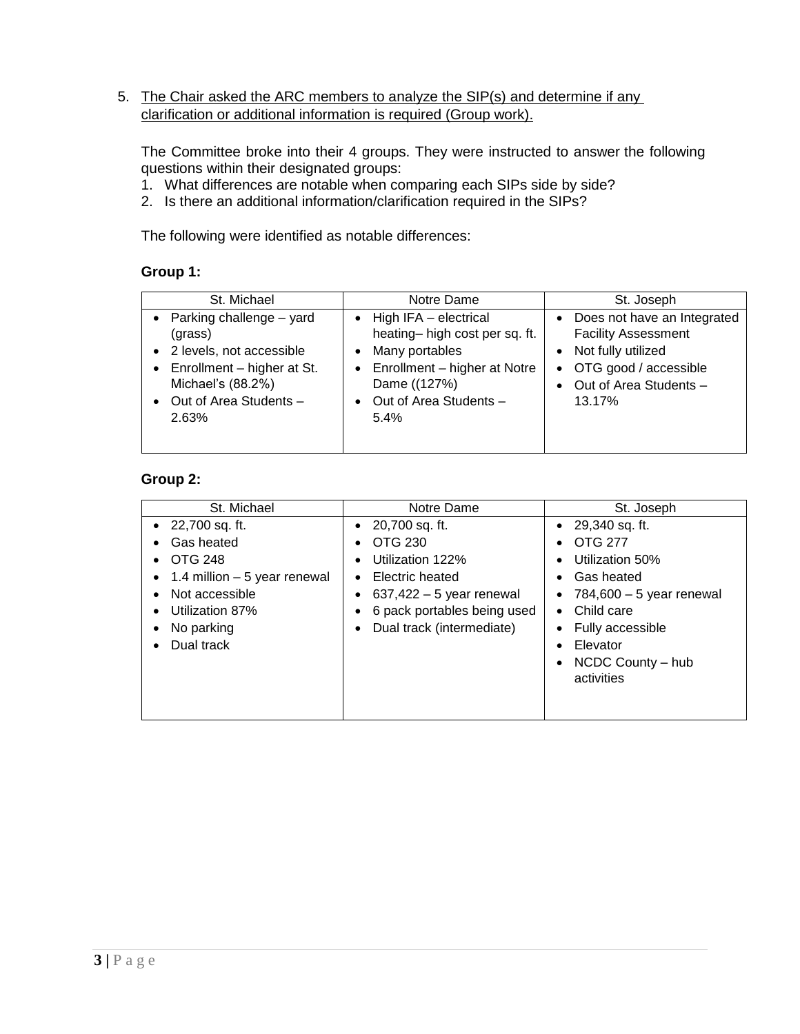5. The Chair asked the ARC members to analyze the SIP(s) and determine if any clarification or additional information is required (Group work).

The Committee broke into their 4 groups. They were instructed to answer the following questions within their designated groups:

1. What differences are notable when comparing each SIPs side by side?
2. Is there an additional information/clarification required in the SIPs?

The following were identified as notable differences:

**Group 1:**

| St. Michael | Notre Dame | St. Joseph |
|---|---|---|
| • Parking challenge – yard (grass)<br>• 2 levels, not accessible<br>• Enrollment – higher at St. Michael's (88.2%)<br>• Out of Area Students – 2.63% | • High IFA – electrical heating– high cost per sq. ft.<br>• Many portables<br>• Enrollment – higher at Notre Dame ((127%)<br>• Out of Area Students – 5.4% | • Does not have an Integrated Facility Assessment<br>• Not fully utilized<br>• OTG good / accessible<br>• Out of Area Students – 13.17% |

**Group 2:**

| St. Michael | Notre Dame | St. Joseph |
|---|---|---|
| • 22,700 sq. ft.<br>• Gas heated<br>• OTG 248<br>• 1.4 million – 5 year renewal<br>• Not accessible<br>• Utilization 87%<br>• No parking<br>• Dual track | • 20,700 sq. ft.<br>• OTG 230<br>• Utilization 122%<br>• Electric heated<br>• 637,422 – 5 year renewal<br>• 6 pack portables being used<br>• Dual track (intermediate) | • 29,340 sq. ft.<br>• OTG 277<br>• Utilization 50%<br>• Gas heated<br>• 784,600 – 5 year renewal<br>• Child care<br>• Fully accessible<br>• Elevator<br>• NCDC County – hub activities |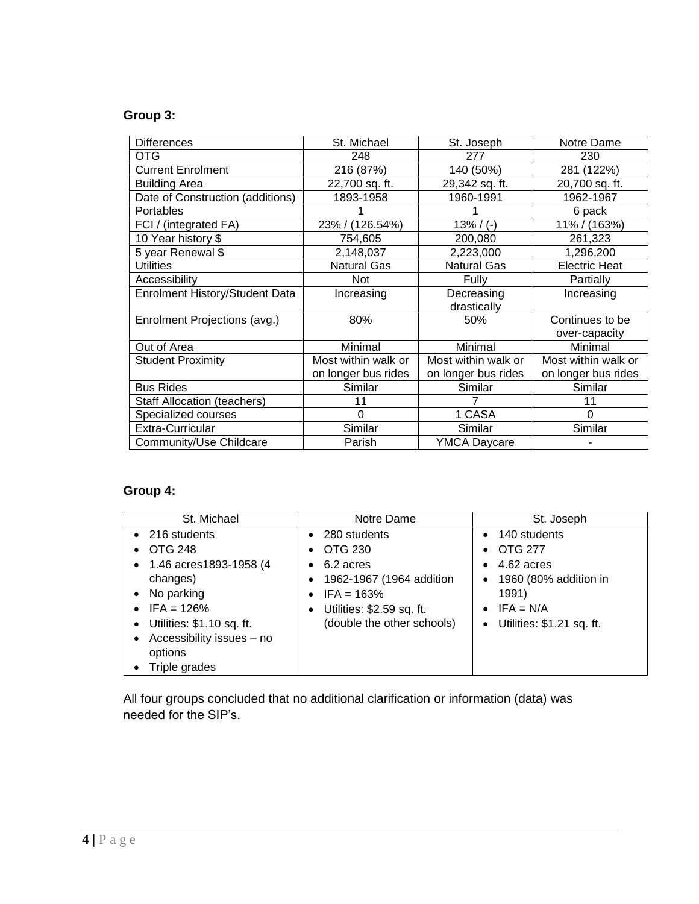**Group 3:**

| Differences | St. Michael | St. Joseph | Notre Dame |
|---|---|---|---|
| OTG | 248 | 277 | 230 |
| Current Enrolment | 216 (87%) | 140 (50%) | 281 (122%) |
| Building Area | 22,700 sq. ft. | 29,342 sq. ft. | 20,700 sq. ft. |
| Date of Construction (additions) | 1893-1958 | 1960-1991 | 1962-1967 |
| Portables | 1 | 1 | 6 pack |
| FCI / (integrated FA) | 23% / (126.54%) | 13% / (-) | 11% / (163%) |
| 10 Year history $ | 754,605 | 200,080 | 261,323 |
| 5 year Renewal $ | 2,148,037 | 2,223,000 | 1,296,200 |
| Utilities | Natural Gas | Natural Gas | Electric Heat |
| Accessibility | Not | Fully | Partially |
| Enrolment History/Student Data | Increasing | Decreasing drastically | Increasing |
| Enrolment Projections (avg.) | 80% | 50% | Continues to be over-capacity |
| Out of Area | Minimal | Minimal | Minimal |
| Student Proximity | Most within walk or on longer bus rides | Most within walk or on longer bus rides | Most within walk or on longer bus rides |
| Bus Rides | Similar | Similar | Similar |
| Staff Allocation (teachers) | 11 | 7 | 11 |
| Specialized courses | 0 | 1 CASA | 0 |
| Extra-Curricular | Similar | Similar | Similar |
| Community/Use Childcare | Parish | YMCA Daycare | - |

**Group 4:**

| St. Michael | Notre Dame | St. Joseph |
|---|---|---|
| • 216 students<br>• OTG 248<br>• 1.46 acres1893-1958 (4 changes)<br>• No parking<br>• IFA = 126%<br>• Utilities: $1.10 sq. ft.<br>• Accessibility issues – no options<br>• Triple grades | • 280 students<br>• OTG 230<br>• 6.2 acres<br>• 1962-1967 (1964 addition<br>• IFA = 163%<br>• Utilities: $2.59 sq. ft. (double the other schools) | • 140 students<br>• OTG 277<br>• 4.62 acres<br>• 1960 (80% addition in 1991)<br>• IFA = N/A<br>• Utilities: $1.21 sq. ft. |

All four groups concluded that no additional clarification or information (data) was needed for the SIP's.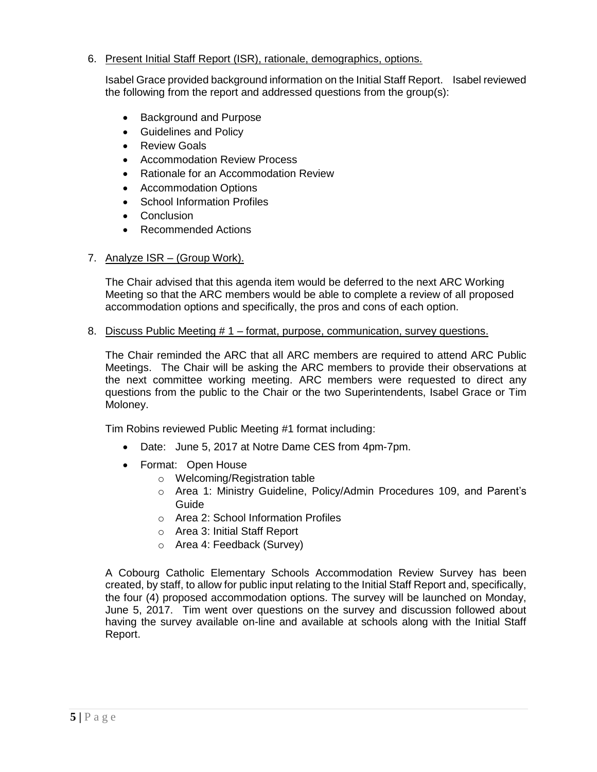6. Present Initial Staff Report (ISR), rationale, demographics, options.

   Isabel Grace provided background information on the Initial Staff Report. Isabel reviewed the following from the report and addressed questions from the group(s):

   - Background and Purpose
   - Guidelines and Policy
   - Review Goals
   - Accommodation Review Process
   - Rationale for an Accommodation Review
   - Accommodation Options
   - School Information Profiles
   - Conclusion
   - Recommended Actions

7. Analyze ISR – (Group Work).

   The Chair advised that this agenda item would be deferred to the next ARC Working Meeting so that the ARC members would be able to complete a review of all proposed accommodation options and specifically, the pros and cons of each option.

8. Discuss Public Meeting # 1 – format, purpose, communication, survey questions.

   The Chair reminded the ARC that all ARC members are required to attend ARC Public Meetings. The Chair will be asking the ARC members to provide their observations at the next committee working meeting. ARC members were requested to direct any questions from the public to the Chair or the two Superintendents, Isabel Grace or Tim Moloney.

   Tim Robins reviewed Public Meeting #1 format including:

   - Date: June 5, 2017 at Notre Dame CES from 4pm-7pm.
   - Format: Open House
     - Welcoming/Registration table
     - Area 1: Ministry Guideline, Policy/Admin Procedures 109, and Parent's Guide
     - Area 2: School Information Profiles
     - Area 3: Initial Staff Report
     - Area 4: Feedback (Survey)

   A Cobourg Catholic Elementary Schools Accommodation Review Survey has been created, by staff, to allow for public input relating to the Initial Staff Report and, specifically, the four (4) proposed accommodation options. The survey will be launched on Monday, June 5, 2017. Tim went over questions on the survey and discussion followed about having the survey available on-line and available at schools along with the Initial Staff Report.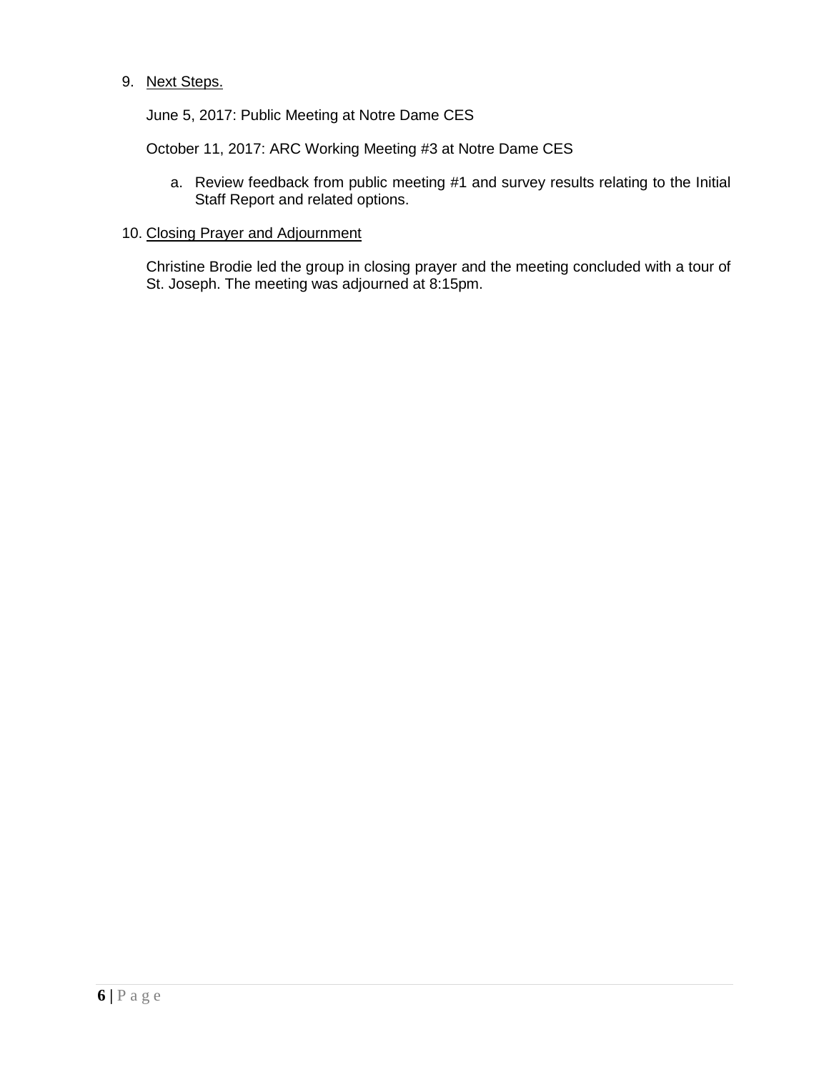9. Next Steps.

   June 5, 2017: Public Meeting at Notre Dame CES

   October 11, 2017: ARC Working Meeting #3 at Notre Dame CES

   a. Review feedback from public meeting #1 and survey results relating to the Initial Staff Report and related options.

10. Closing Prayer and Adjournment

    Christine Brodie led the group in closing prayer and the meeting concluded with a tour of St. Joseph. The meeting was adjourned at 8:15pm.